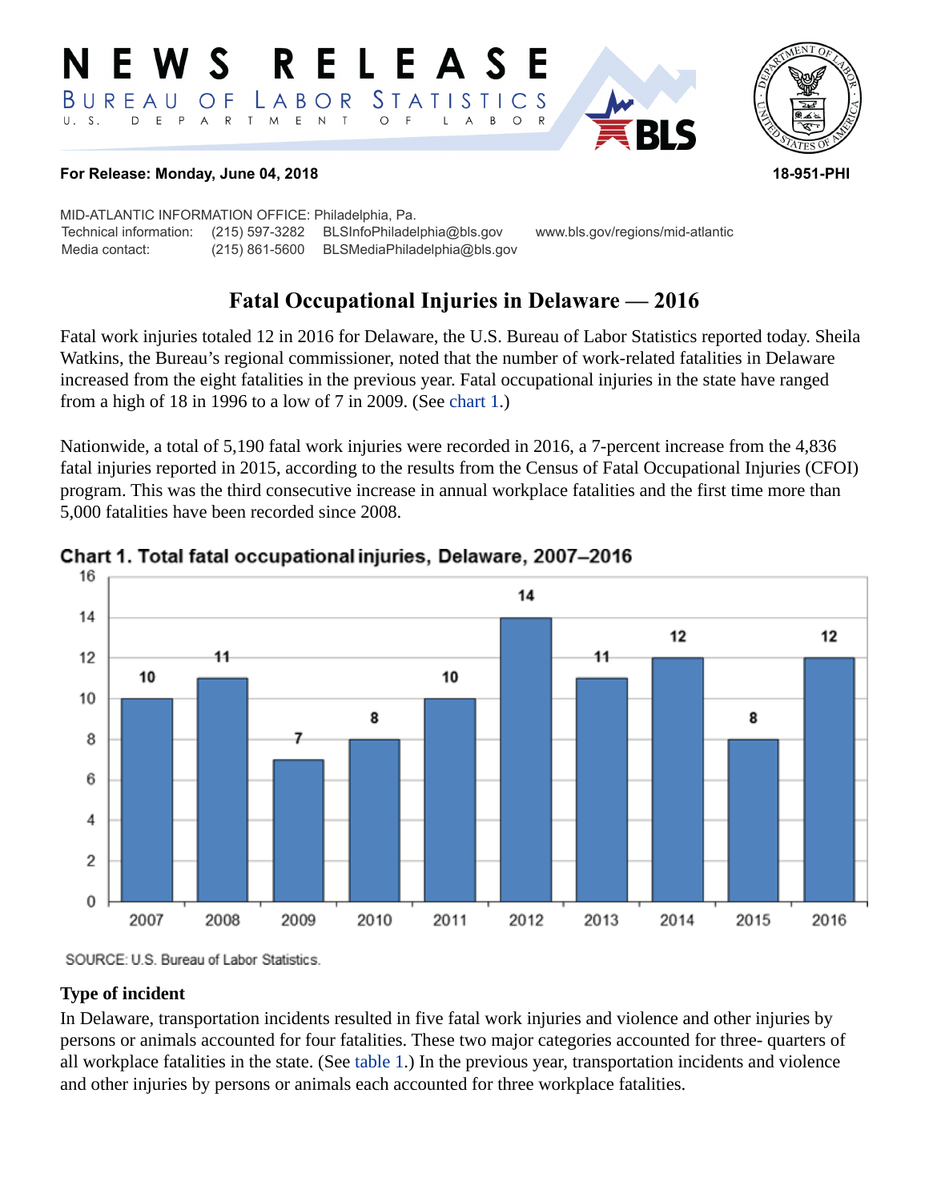# NEWS RELEASE

BUREAU OF LABOR STATISTICS

U. S. DEPARTMENT OF LABOR

**For Release: Monday, June 04, 2018** **18-951-PHI**

MID-ATLANTIC INFORMATION OFFICE: Philadelphia, Pa.

Technical information: (215) 597-3282 BLSInfoPhiladelphia@bls.gov www.bls.gov/regions/mid-atlantic

Media contact: (215) 861-5600 BLSMediaPhiladelphia@bls.gov

## Fatal Occupational Injuries in Delaware — 2016

Fatal work injuries totaled 12 in 2016 for Delaware, the U.S. Bureau of Labor Statistics reported today. Sheila Watkins, the Bureau's regional commissioner, noted that the number of work-related fatalities in Delaware increased from the eight fatalities in the previous year. Fatal occupational injuries in the state have ranged from a high of 18 in 1996 to a low of 7 in 2009. (See chart 1.)

Nationwide, a total of 5,190 fatal work injuries were recorded in 2016, a 7-percent increase from the 4,836 fatal injuries reported in 2015, according to the results from the Census of Fatal Occupational Injuries (CFOI) program. This was the third consecutive increase in annual workplace fatalities and the first time more than 5,000 fatalities have been recorded since 2008.

**Chart 1. Total fatal occupational injuries, Delaware, 2007–2016**

| Year | Fatal injuries |
|---|---|
| 2007 | 10 |
| 2008 | 11 |
| 2009 | 7 |
| 2010 | 8 |
| 2011 | 10 |
| 2012 | 14 |
| 2013 | 11 |
| 2014 | 12 |
| 2015 | 8 |
| 2016 | 12 |

SOURCE: U.S. Bureau of Labor Statistics.

### Type of incident

In Delaware, transportation incidents resulted in five fatal work injuries and violence and other injuries by persons or animals accounted for four fatalities. These two major categories accounted for three- quarters of all workplace fatalities in the state. (See table 1.) In the previous year, transportation incidents and violence and other injuries by persons or animals each accounted for three workplace fatalities.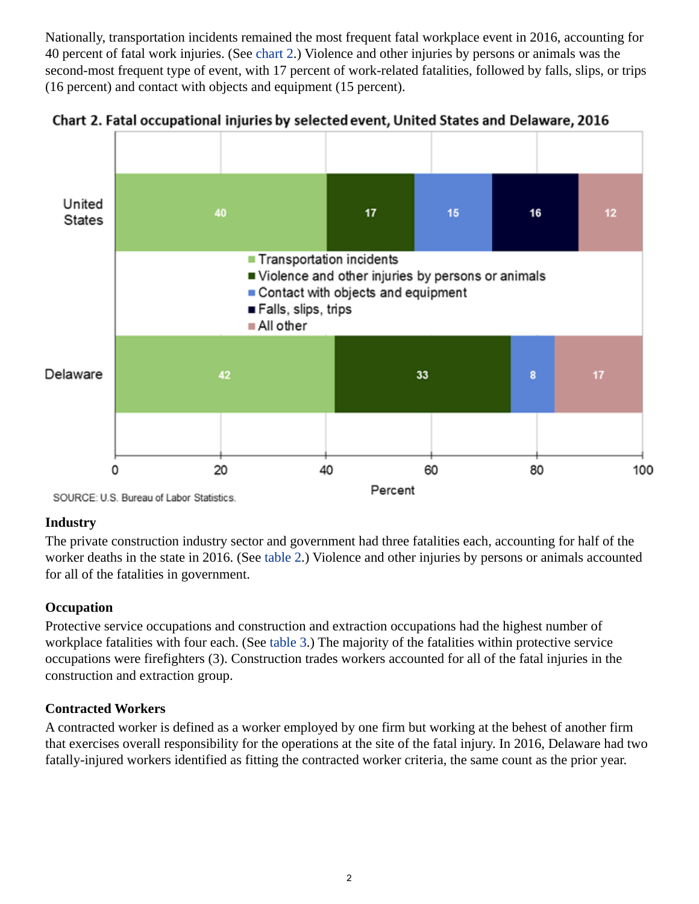Nationally, transportation incidents remained the most frequent fatal workplace event in 2016, accounting for 40 percent of fatal work injuries. (See chart 2.) Violence and other injuries by persons or animals was the second-most frequent type of event, with 17 percent of work-related fatalities, followed by falls, slips, or trips (16 percent) and contact with objects and equipment (15 percent).

**Chart 2. Fatal occupational injuries by selected event, United States and Delaware, 2016**

| | Transportation incidents | Violence and other injuries by persons or animals | Contact with objects and equipment | Falls, slips, trips | All other |
|---|---|---|---|---|---|
| United States | 40 | 17 | 15 | 16 | 12 |
| Delaware | 42 | 33 | 8 | | 17 |

Percent

SOURCE: U.S. Bureau of Labor Statistics.

### Industry

The private construction industry sector and government had three fatalities each, accounting for half of the worker deaths in the state in 2016. (See table 2.) Violence and other injuries by persons or animals accounted for all of the fatalities in government.

### Occupation

Protective service occupations and construction and extraction occupations had the highest number of workplace fatalities with four each. (See table 3.) The majority of the fatalities within protective service occupations were firefighters (3). Construction trades workers accounted for all of the fatal injuries in the construction and extraction group.

### Contracted Workers

A contracted worker is defined as a worker employed by one firm but working at the behest of another firm that exercises overall responsibility for the operations at the site of the fatal injury. In 2016, Delaware had two fatally-injured workers identified as fitting the contracted worker criteria, the same count as the prior year.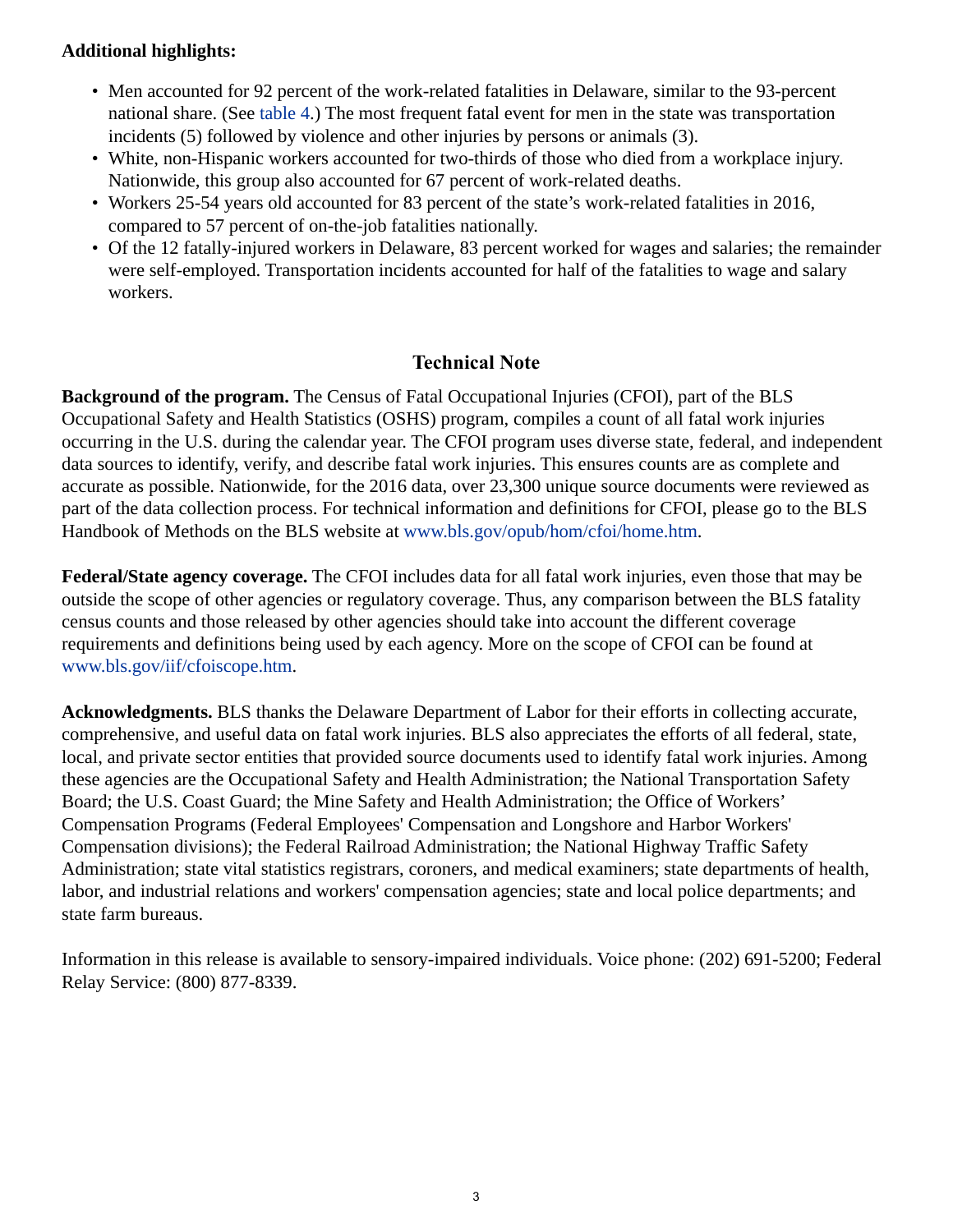**Additional highlights:**

- Men accounted for 92 percent of the work-related fatalities in Delaware, similar to the 93-percent national share. (See table 4.) The most frequent fatal event for men in the state was transportation incidents (5) followed by violence and other injuries by persons or animals (3).
- White, non-Hispanic workers accounted for two-thirds of those who died from a workplace injury. Nationwide, this group also accounted for 67 percent of work-related deaths.
- Workers 25-54 years old accounted for 83 percent of the state's work-related fatalities in 2016, compared to 57 percent of on-the-job fatalities nationally.
- Of the 12 fatally-injured workers in Delaware, 83 percent worked for wages and salaries; the remainder were self-employed. Transportation incidents accounted for half of the fatalities to wage and salary workers.

## Technical Note

**Background of the program.** The Census of Fatal Occupational Injuries (CFOI), part of the BLS Occupational Safety and Health Statistics (OSHS) program, compiles a count of all fatal work injuries occurring in the U.S. during the calendar year. The CFOI program uses diverse state, federal, and independent data sources to identify, verify, and describe fatal work injuries. This ensures counts are as complete and accurate as possible. Nationwide, for the 2016 data, over 23,300 unique source documents were reviewed as part of the data collection process. For technical information and definitions for CFOI, please go to the BLS Handbook of Methods on the BLS website at www.bls.gov/opub/hom/cfoi/home.htm.

**Federal/State agency coverage.** The CFOI includes data for all fatal work injuries, even those that may be outside the scope of other agencies or regulatory coverage. Thus, any comparison between the BLS fatality census counts and those released by other agencies should take into account the different coverage requirements and definitions being used by each agency. More on the scope of CFOI can be found at www.bls.gov/iif/cfoiscope.htm.

**Acknowledgments.** BLS thanks the Delaware Department of Labor for their efforts in collecting accurate, comprehensive, and useful data on fatal work injuries. BLS also appreciates the efforts of all federal, state, local, and private sector entities that provided source documents used to identify fatal work injuries. Among these agencies are the Occupational Safety and Health Administration; the National Transportation Safety Board; the U.S. Coast Guard; the Mine Safety and Health Administration; the Office of Workers' Compensation Programs (Federal Employees' Compensation and Longshore and Harbor Workers' Compensation divisions); the Federal Railroad Administration; the National Highway Traffic Safety Administration; state vital statistics registrars, coroners, and medical examiners; state departments of health, labor, and industrial relations and workers' compensation agencies; state and local police departments; and state farm bureaus.

Information in this release is available to sensory-impaired individuals. Voice phone: (202) 691-5200; Federal Relay Service: (800) 877-8339.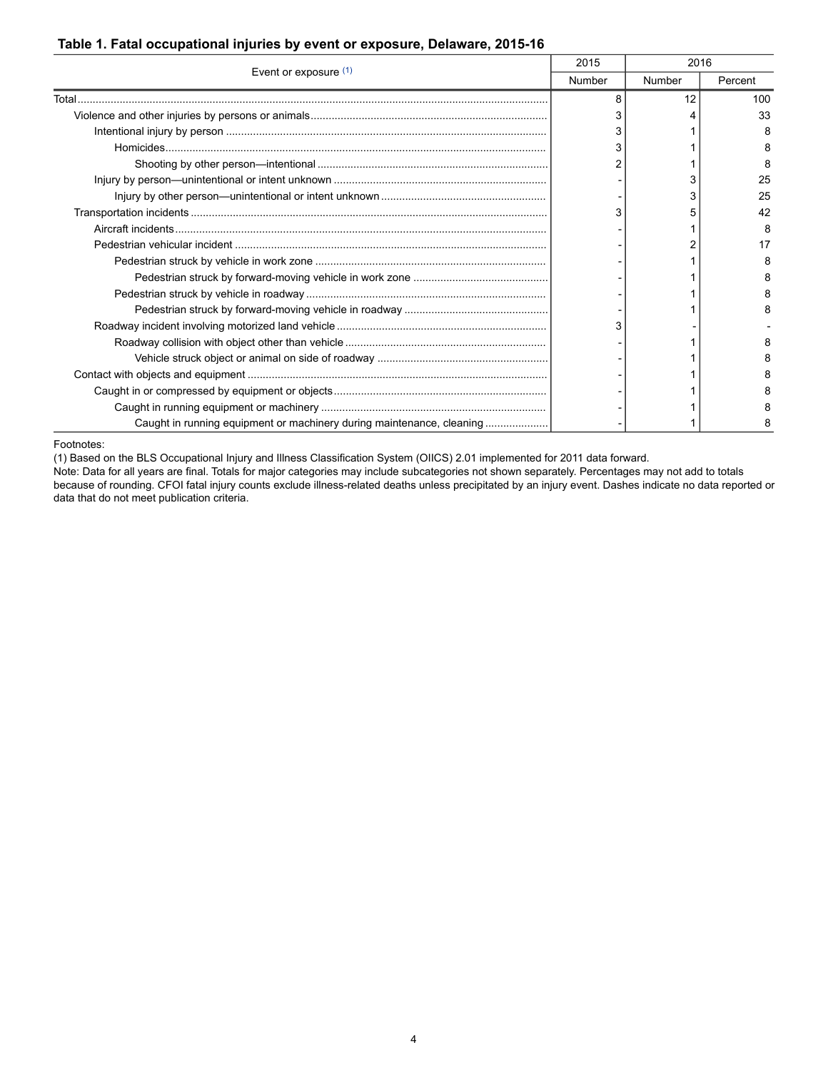**Table 1. Fatal occupational injuries by event or exposure, Delaware, 2015-16**

| Event or exposure [1] | 2015 | 2016 | |
|---|---|---|---|
| | Number | Number | Percent |
| Total | 8 | 12 | 100 |
| Violence and other injuries by persons or animals | 3 | 4 | 33 |
| Intentional injury by person | 3 | 1 | 8 |
| Homicides | 3 | 1 | 8 |
| Shooting by other person—intentional | 2 | 1 | 8 |
| Injury by person—unintentional or intent unknown | - | 3 | 25 |
| Injury by other person—unintentional or intent unknown | - | 3 | 25 |
| Transportation incidents | 3 | 5 | 42 |
| Aircraft incidents | - | 1 | 8 |
| Pedestrian vehicular incident | - | 2 | 17 |
| Pedestrian struck by vehicle in work zone | - | 1 | 8 |
| Pedestrian struck by forward-moving vehicle in work zone | - | 1 | 8 |
| Pedestrian struck by vehicle in roadway | - | 1 | 8 |
| Pedestrian struck by forward-moving vehicle in roadway | - | 1 | 8 |
| Roadway incident involving motorized land vehicle | 3 | - | - |
| Roadway collision with object other than vehicle | - | 1 | 8 |
| Vehicle struck object or animal on side of roadway | - | 1 | 8 |
| Contact with objects and equipment | - | 1 | 8 |
| Caught in or compressed by equipment or objects | - | 1 | 8 |
| Caught in running equipment or machinery | - | 1 | 8 |
| Caught in running equipment or machinery during maintenance, cleaning | - | 1 | 8 |

Footnotes:
(1) Based on the BLS Occupational Injury and Illness Classification System (OIICS) 2.01 implemented for 2011 data forward.
Note: Data for all years are final. Totals for major categories may include subcategories not shown separately. Percentages may not add to totals because of rounding. CFOI fatal injury counts exclude illness-related deaths unless precipitated by an injury event. Dashes indicate no data reported or data that do not meet publication criteria.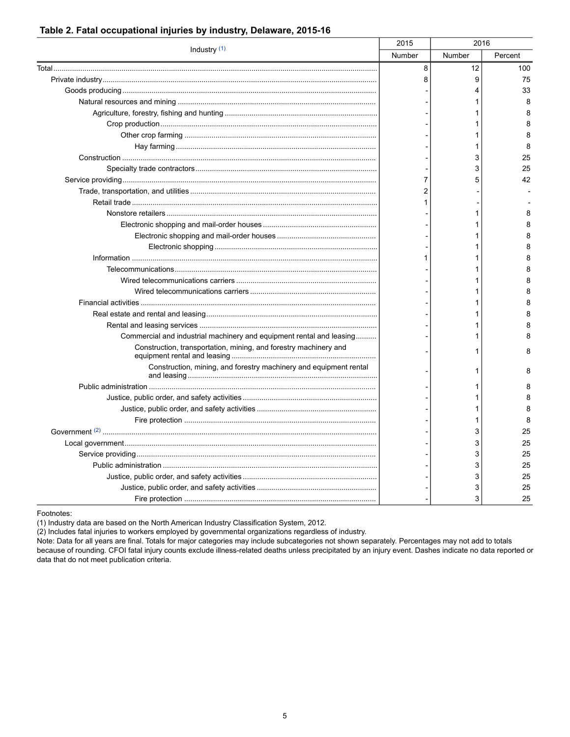## Table 2. Fatal occupational injuries by industry, Delaware, 2015-16

| Industry [(1)] | 2015 | 2016 | |
|---|---|---|---|
| | Number | Number | Percent |
| Total | 8 | 12 | 100 |
| Private industry | 8 | 9 | 75 |
| Goods producing | - | 4 | 33 |
| Natural resources and mining | - | 1 | 8 |
| Agriculture, forestry, fishing and hunting | - | 1 | 8 |
| Crop production | - | 1 | 8 |
| Other crop farming | - | 1 | 8 |
| Hay farming | - | 1 | 8 |
| Construction | - | 3 | 25 |
| Specialty trade contractors | - | 3 | 25 |
| Service providing | 7 | 5 | 42 |
| Trade, transportation, and utilities | 2 | - | - |
| Retail trade | 1 | - | - |
| Nonstore retailers | - | 1 | 8 |
| Electronic shopping and mail-order houses | - | 1 | 8 |
| Electronic shopping and mail-order houses | - | 1 | 8 |
| Electronic shopping | - | 1 | 8 |
| Information | 1 | 1 | 8 |
| Telecommunications | - | 1 | 8 |
| Wired telecommunications carriers | - | 1 | 8 |
| Wired telecommunications carriers | - | 1 | 8 |
| Financial activities | - | 1 | 8 |
| Real estate and rental and leasing | - | 1 | 8 |
| Rental and leasing services | - | 1 | 8 |
| Commercial and industrial machinery and equipment rental and leasing | - | 1 | 8 |
| Construction, transportation, mining, and forestry machinery and equipment rental and leasing | - | 1 | 8 |
| Construction, mining, and forestry machinery and equipment rental and leasing | - | 1 | 8 |
| Public administration | - | 1 | 8 |
| Justice, public order, and safety activities | - | 1 | 8 |
| Justice, public order, and safety activities | - | 1 | 8 |
| Fire protection | - | 1 | 8 |
| Government [(2)] | - | 3 | 25 |
| Local government | - | 3 | 25 |
| Service providing | - | 3 | 25 |
| Public administration | - | 3 | 25 |
| Justice, public order, and safety activities | - | 3 | 25 |
| Justice, public order, and safety activities | - | 3 | 25 |
| Fire protection | - | 3 | 25 |

Footnotes:
(1) Industry data are based on the North American Industry Classification System, 2012.
(2) Includes fatal injuries to workers employed by governmental organizations regardless of industry.
Note: Data for all years are final. Totals for major categories may include subcategories not shown separately. Percentages may not add to totals because of rounding. CFOI fatal injury counts exclude illness-related deaths unless precipitated by an injury event. Dashes indicate no data reported or data that do not meet publication criteria.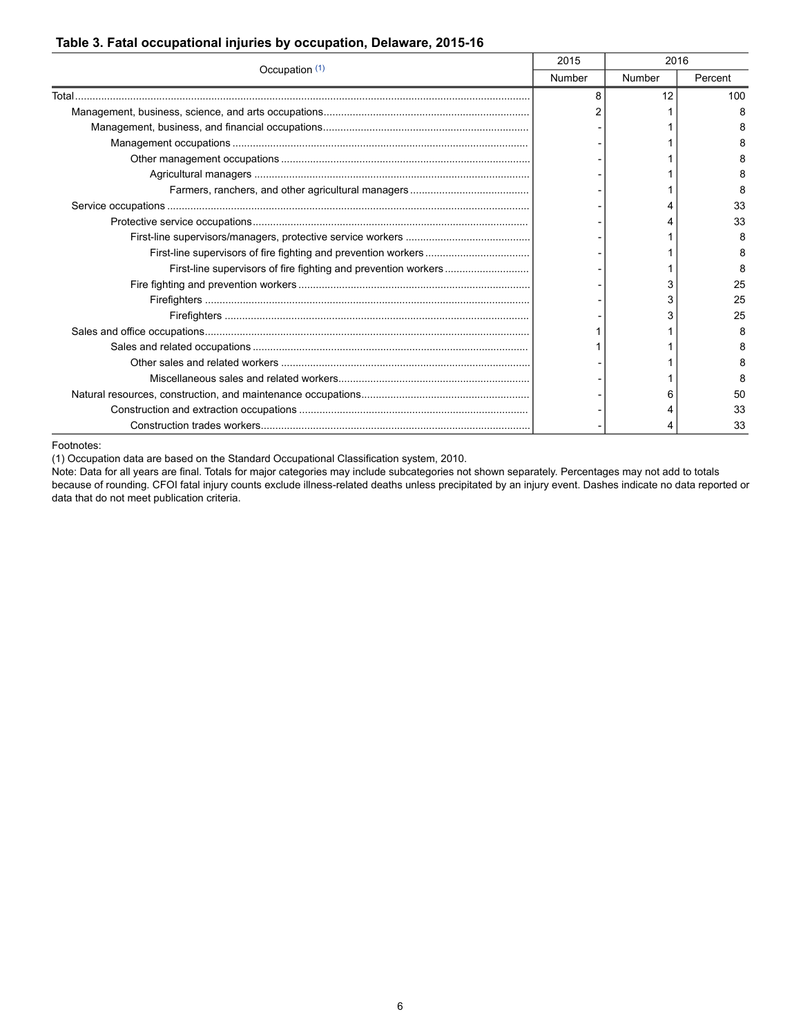**Table 3. Fatal occupational injuries by occupation, Delaware, 2015-16**

| Occupation [1] | 2015 | 2016 | |
|---|---|---|---|
| | Number | Number | Percent |
| Total | 8 | 12 | 100 |
| Management, business, science, and arts occupations | 2 | 1 | 8 |
| Management, business, and financial occupations | - | 1 | 8 |
| Management occupations | - | 1 | 8 |
| Other management occupations | - | 1 | 8 |
| Agricultural managers | - | 1 | 8 |
| Farmers, ranchers, and other agricultural managers | - | 1 | 8 |
| Service occupations | - | 4 | 33 |
| Protective service occupations | - | 4 | 33 |
| First-line supervisors/managers, protective service workers | - | 1 | 8 |
| First-line supervisors of fire fighting and prevention workers | - | 1 | 8 |
| First-line supervisors of fire fighting and prevention workers | - | 1 | 8 |
| Fire fighting and prevention workers | - | 3 | 25 |
| Firefighters | - | 3 | 25 |
| Firefighters | - | 3 | 25 |
| Sales and office occupations | 1 | 1 | 8 |
| Sales and related occupations | 1 | 1 | 8 |
| Other sales and related workers | - | 1 | 8 |
| Miscellaneous sales and related workers | - | 1 | 8 |
| Natural resources, construction, and maintenance occupations | - | 6 | 50 |
| Construction and extraction occupations | - | 4 | 33 |
| Construction trades workers | - | 4 | 33 |

Footnotes:
(1) Occupation data are based on the Standard Occupational Classification system, 2010.
Note: Data for all years are final. Totals for major categories may include subcategories not shown separately. Percentages may not add to totals because of rounding. CFOI fatal injury counts exclude illness-related deaths unless precipitated by an injury event. Dashes indicate no data reported or data that do not meet publication criteria.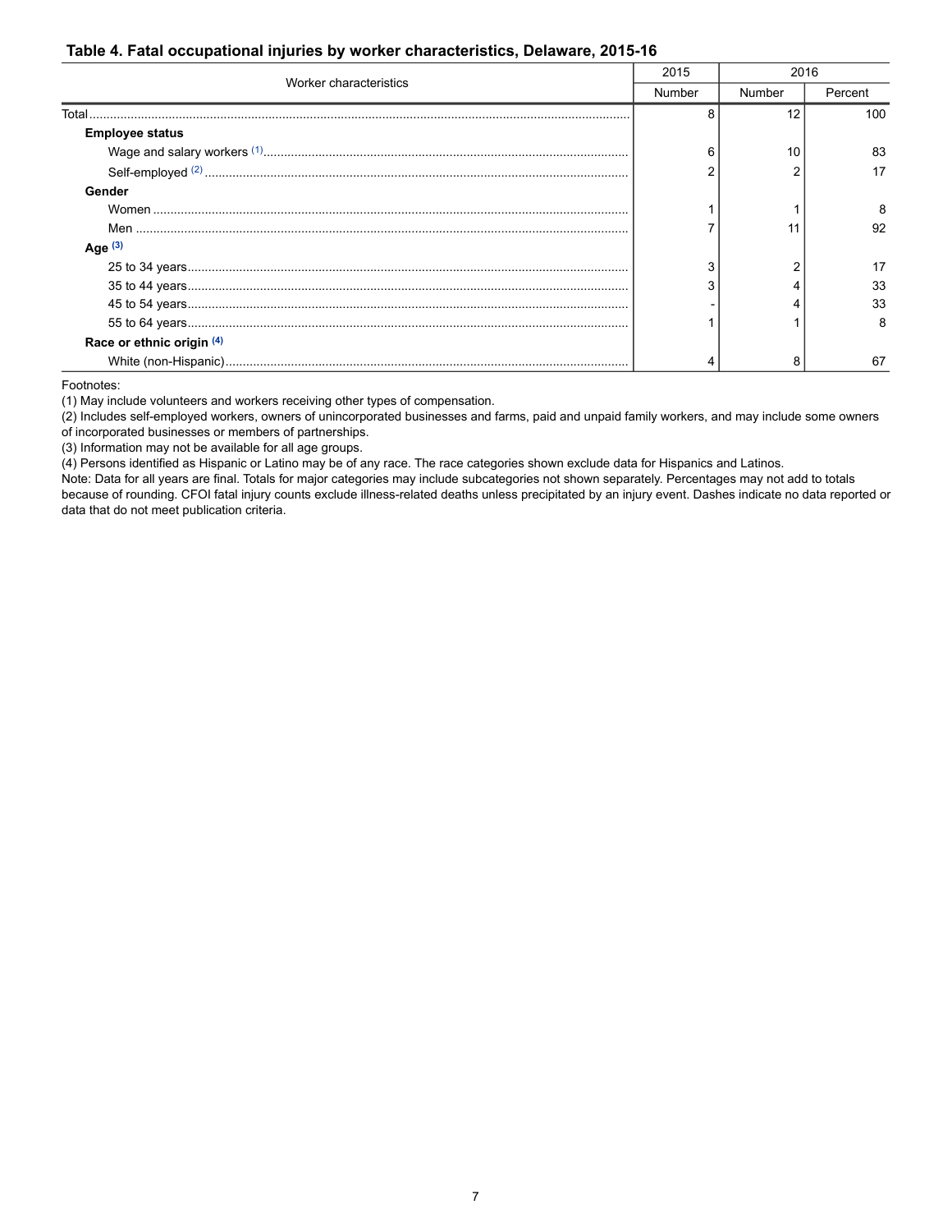### Table 4. Fatal occupational injuries by worker characteristics, Delaware, 2015-16

| Worker characteristics | 2015 | 2016 | |
|---|---|---|---|
| | Number | Number | Percent |
| Total | 8 | 12 | 100 |
| **Employee status** | | | |
| Wage and salary workers (1) | 6 | 10 | 83 |
| Self-employed (2) | 2 | 2 | 17 |
| **Gender** | | | |
| Women | 1 | 1 | 8 |
| Men | 7 | 11 | 92 |
| **Age (3)** | | | |
| 25 to 34 years | 3 | 2 | 17 |
| 35 to 44 years | 3 | 4 | 33 |
| 45 to 54 years | - | 4 | 33 |
| 55 to 64 years | 1 | 1 | 8 |
| **Race or ethnic origin (4)** | | | |
| White (non-Hispanic) | 4 | 8 | 67 |

Footnotes:

(1) May include volunteers and workers receiving other types of compensation.

(2) Includes self-employed workers, owners of unincorporated businesses and farms, paid and unpaid family workers, and may include some owners of incorporated businesses or members of partnerships.

(3) Information may not be available for all age groups.

(4) Persons identified as Hispanic or Latino may be of any race. The race categories shown exclude data for Hispanics and Latinos.

Note: Data for all years are final. Totals for major categories may include subcategories not shown separately. Percentages may not add to totals because of rounding. CFOI fatal injury counts exclude illness-related deaths unless precipitated by an injury event. Dashes indicate no data reported or data that do not meet publication criteria.